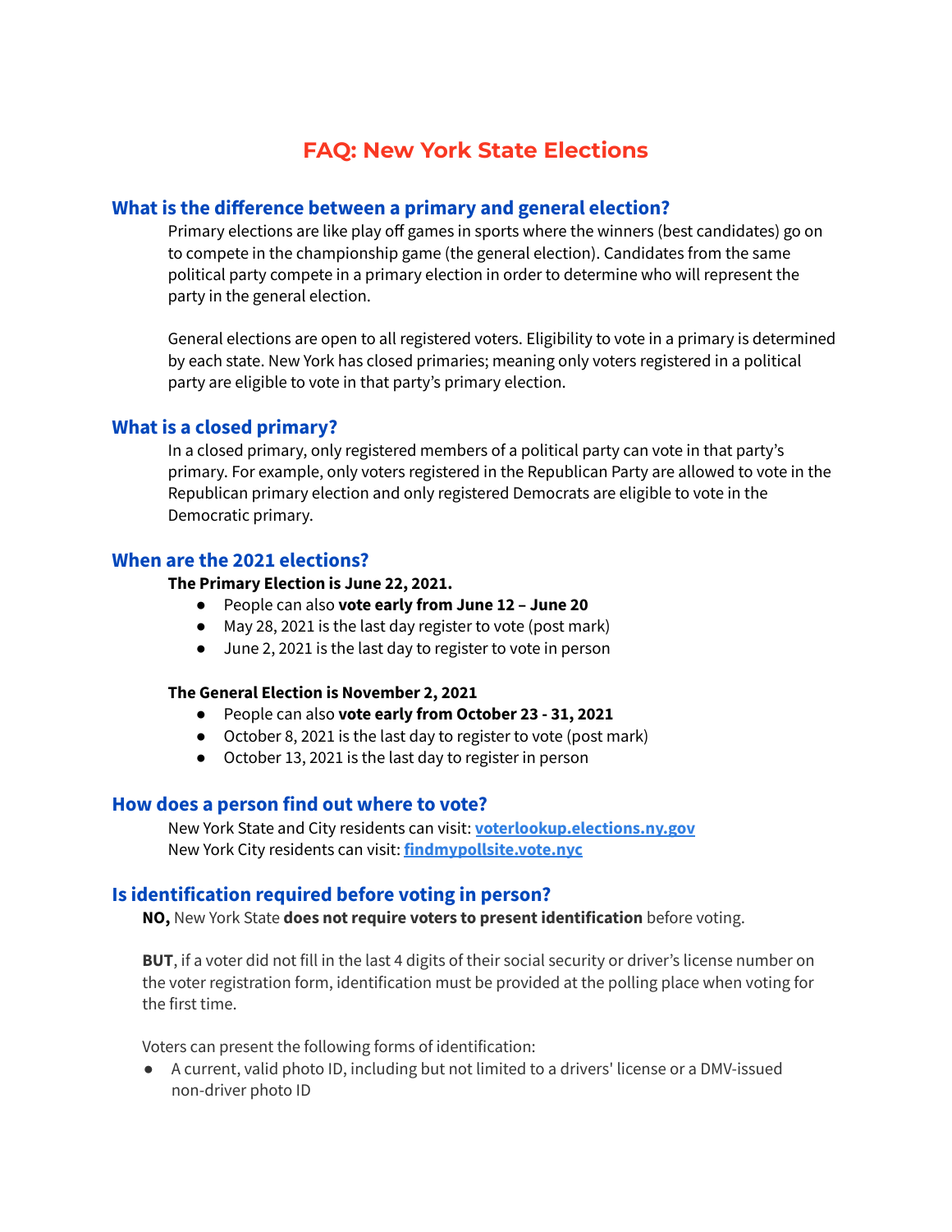# FAQ: New York State Elections

## What is the difference between a primary and general election?

Primary elections are like play off games in sports where the winners (best candidates) go on to compete in the championship game (the general election). Candidates from the same political party compete in a primary election in order to determine who will represent the party in the general election.

General elections are open to all registered voters. Eligibility to vote in a primary is determined by each state. New York has closed primaries; meaning only voters registered in a political party are eligible to vote in that party's primary election.

## What is a closed primary?

In a closed primary, only registered members of a political party can vote in that party's primary. For example, only voters registered in the Republican Party are allowed to vote in the Republican primary election and only registered Democrats are eligible to vote in the Democratic primary.

## When are the 2021 elections?

**The Primary Election is June 22, 2021.**

- People can also **vote early from June 12 – June 20**
- May 28, 2021 is the last day register to vote (post mark)
- June 2, 2021 is the last day to register to vote in person

**The General Election is November 2, 2021**

- People can also **vote early from October 23 - 31, 2021**
- October 8, 2021 is the last day to register to vote (post mark)
- October 13, 2021 is the last day to register in person

## How does a person find out where to vote?

New York State and City residents can visit: **[voterlookup.elections.ny.gov](voterlookup.elections.ny.gov)**
New York City residents can visit: **[findmypollsite.vote.nyc](findmypollsite.vote.nyc)**

## Is identification required before voting in person?

**NO,** New York State **does not require voters to present identification** before voting.

**BUT**, if a voter did not fill in the last 4 digits of their social security or driver's license number on the voter registration form, identification must be provided at the polling place when voting for the first time.

Voters can present the following forms of identification:

- A current, valid photo ID, including but not limited to a drivers' license or a DMV-issued non-driver photo ID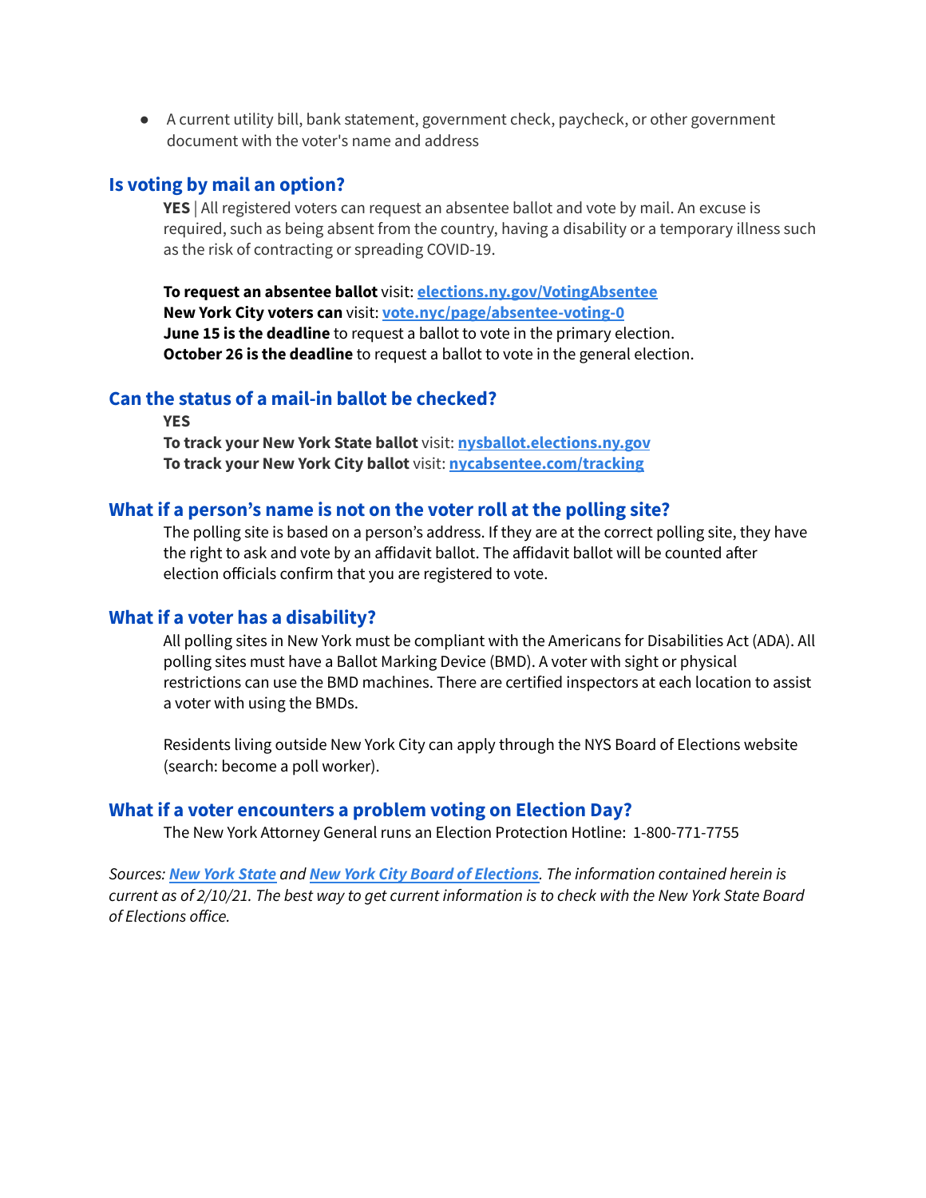- A current utility bill, bank statement, government check, paycheck, or other government document with the voter's name and address

## Is voting by mail an option?

**YES** | All registered voters can request an absentee ballot and vote by mail. An excuse is required, such as being absent from the country, having a disability or a temporary illness such as the risk of contracting or spreading COVID-19.

**To request an absentee ballot** visit: **elections.ny.gov/VotingAbsentee**
**New York City voters can** visit: **vote.nyc/page/absentee-voting-0**
**June 15 is the deadline** to request a ballot to vote in the primary election.
**October 26 is the deadline** to request a ballot to vote in the general election.

## Can the status of a mail-in ballot be checked?

**YES**
**To track your New York State ballot** visit: **nysballot.elections.ny.gov**
**To track your New York City ballot** visit: **nycabsentee.com/tracking**

## What if a person's name is not on the voter roll at the polling site?

The polling site is based on a person's address. If they are at the correct polling site, they have the right to ask and vote by an affidavit ballot. The affidavit ballot will be counted after election officials confirm that you are registered to vote.

## What if a voter has a disability?

All polling sites in New York must be compliant with the Americans for Disabilities Act (ADA). All polling sites must have a Ballot Marking Device (BMD). A voter with sight or physical restrictions can use the BMD machines. There are certified inspectors at each location to assist a voter with using the BMDs.

Residents living outside New York City can apply through the NYS Board of Elections website (search: become a poll worker).

## What if a voter encounters a problem voting on Election Day?

The New York Attorney General runs an Election Protection Hotline: 1-800-771-7755

*Sources: **New York State** and **New York City Board of Elections**. The information contained herein is current as of 2/10/21. The best way to get current information is to check with the New York State Board of Elections office.*